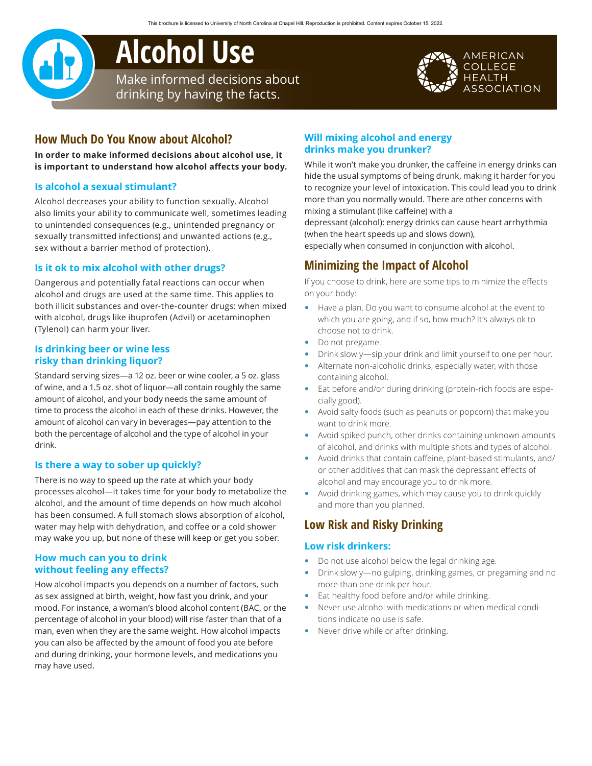This brochure is licensed to University of North Carolina at Chapel Hill. Reproduction is prohibited. Content expires October 15, 2022.

# Alcohol Use

Make informed decisions about drinking by having the facts.

AMERICAN COLLEGE HEALTH ASSOCIATION

## How Much Do You Know about Alcohol?

**In order to make informed decisions about alcohol use, it is important to understand how alcohol affects your body.**

### Is alcohol a sexual stimulant?

Alcohol decreases your ability to function sexually. Alcohol also limits your ability to communicate well, sometimes leading to unintended consequences (e.g., unintended pregnancy or sexually transmitted infections) and unwanted actions (e.g., sex without a barrier method of protection).

### Is it ok to mix alcohol with other drugs?

Dangerous and potentially fatal reactions can occur when alcohol and drugs are used at the same time. This applies to both illicit substances and over-the-counter drugs: when mixed with alcohol, drugs like ibuprofen (Advil) or acetaminophen (Tylenol) can harm your liver.

### Is drinking beer or wine less risky than drinking liquor?

Standard serving sizes—a 12 oz. beer or wine cooler, a 5 oz. glass of wine, and a 1.5 oz. shot of liquor—all contain roughly the same amount of alcohol, and your body needs the same amount of time to process the alcohol in each of these drinks. However, the amount of alcohol can vary in beverages—pay attention to the both the percentage of alcohol and the type of alcohol in your drink.

### Is there a way to sober up quickly?

There is no way to speed up the rate at which your body processes alcohol—it takes time for your body to metabolize the alcohol, and the amount of time depends on how much alcohol has been consumed. A full stomach slows absorption of alcohol, water may help with dehydration, and coffee or a cold shower may wake you up, but none of these will keep or get you sober.

### How much can you to drink without feeling any effects?

How alcohol impacts you depends on a number of factors, such as sex assigned at birth, weight, how fast you drink, and your mood. For instance, a woman's blood alcohol content (BAC, or the percentage of alcohol in your blood) will rise faster than that of a man, even when they are the same weight. How alcohol impacts you can also be affected by the amount of food you ate before and during drinking, your hormone levels, and medications you may have used.

### Will mixing alcohol and energy drinks make you drunker?

While it won't make you drunker, the caffeine in energy drinks can hide the usual symptoms of being drunk, making it harder for you to recognize your level of intoxication. This could lead you to drink more than you normally would. There are other concerns with mixing a stimulant (like caffeine) with a depressant (alcohol): energy drinks can cause heart arrhythmia (when the heart speeds up and slows down), especially when consumed in conjunction with alcohol.

## Minimizing the Impact of Alcohol

If you choose to drink, here are some tips to minimize the effects on your body:

- Have a plan. Do you want to consume alcohol at the event to which you are going, and if so, how much? It's always ok to choose not to drink.
- Do not pregame.
- Drink slowly—sip your drink and limit yourself to one per hour.
- Alternate non-alcoholic drinks, especially water, with those containing alcohol.
- Eat before and/or during drinking (protein-rich foods are especially good).
- Avoid salty foods (such as peanuts or popcorn) that make you want to drink more.
- Avoid spiked punch, other drinks containing unknown amounts of alcohol, and drinks with multiple shots and types of alcohol.
- Avoid drinks that contain caffeine, plant-based stimulants, and/or other additives that can mask the depressant effects of alcohol and may encourage you to drink more.
- Avoid drinking games, which may cause you to drink quickly and more than you planned.

## Low Risk and Risky Drinking

### Low risk drinkers:

- Do not use alcohol below the legal drinking age.
- Drink slowly—no gulping, drinking games, or pregaming and no more than one drink per hour.
- Eat healthy food before and/or while drinking.
- Never use alcohol with medications or when medical conditions indicate no use is safe.
- Never drive while or after drinking.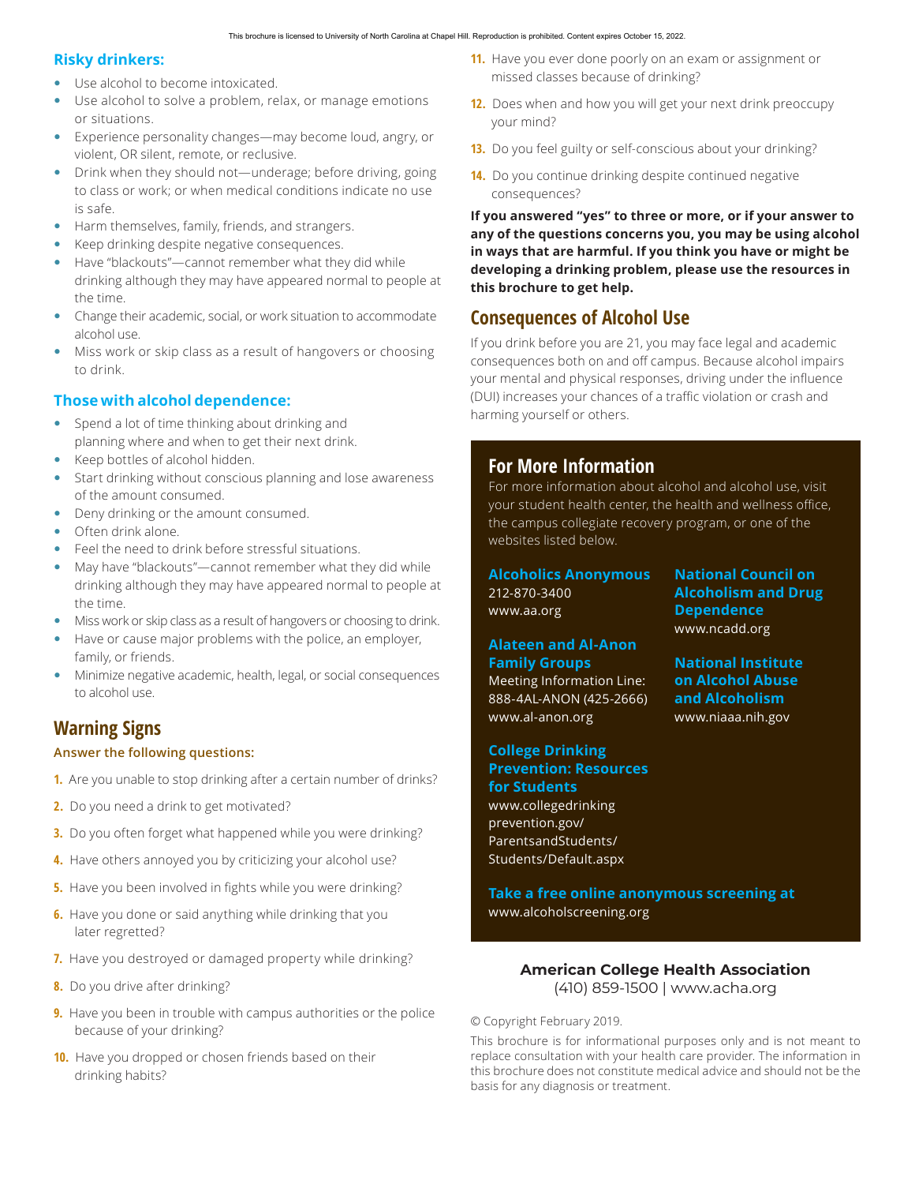### Risky drinkers:

- Use alcohol to become intoxicated.
- Use alcohol to solve a problem, relax, or manage emotions or situations.
- Experience personality changes—may become loud, angry, or violent, OR silent, remote, or reclusive.
- Drink when they should not—underage; before driving, going to class or work; or when medical conditions indicate no use is safe.
- Harm themselves, family, friends, and strangers.
- Keep drinking despite negative consequences.
- Have "blackouts"—cannot remember what they did while drinking although they may have appeared normal to people at the time.
- Change their academic, social, or work situation to accommodate alcohol use.
- Miss work or skip class as a result of hangovers or choosing to drink.

### Those with alcohol dependence:

- Spend a lot of time thinking about drinking and planning where and when to get their next drink.
- Keep bottles of alcohol hidden.
- Start drinking without conscious planning and lose awareness of the amount consumed.
- Deny drinking or the amount consumed.
- Often drink alone.
- Feel the need to drink before stressful situations.
- May have "blackouts"—cannot remember what they did while drinking although they may have appeared normal to people at the time.
- Miss work or skip class as a result of hangovers or choosing to drink.
- Have or cause major problems with the police, an employer, family, or friends.
- Minimize negative academic, health, legal, or social consequences to alcohol use.

## Warning Signs

**Answer the following questions:**

1. Are you unable to stop drinking after a certain number of drinks?
2. Do you need a drink to get motivated?
3. Do you often forget what happened while you were drinking?
4. Have others annoyed you by criticizing your alcohol use?
5. Have you been involved in fights while you were drinking?
6. Have you done or said anything while drinking that you later regretted?
7. Have you destroyed or damaged property while drinking?
8. Do you drive after drinking?
9. Have you been in trouble with campus authorities or the police because of your drinking?
10. Have you dropped or chosen friends based on their drinking habits?
11. Have you ever done poorly on an exam or assignment or missed classes because of drinking?
12. Does when and how you will get your next drink preoccupy your mind?
13. Do you feel guilty or self-conscious about your drinking?
14. Do you continue drinking despite continued negative consequences?

**If you answered "yes" to three or more, or if your answer to any of the questions concerns you, you may be using alcohol in ways that are harmful. If you think you have or might be developing a drinking problem, please use the resources in this brochure to get help.**

## Consequences of Alcohol Use

If you drink before you are 21, you may face legal and academic consequences both on and off campus. Because alcohol impairs your mental and physical responses, driving under the influence (DUI) increases your chances of a traffic violation or crash and harming yourself or others.

## For More Information

For more information about alcohol and alcohol use, visit your student health center, the health and wellness office, the campus collegiate recovery program, or one of the websites listed below.

**Alcoholics Anonymous**
212-870-3400
www.aa.org

**Alateen and Al-Anon Family Groups**
Meeting Information Line: 888-4AL-ANON (425-2666)
www.al-anon.org

**College Drinking Prevention: Resources for Students**
www.collegedrinkingprevention.gov/ParentsandStudents/Students/Default.aspx

**National Council on Alcoholism and Drug Dependence**
www.ncadd.org

**National Institute on Alcohol Abuse and Alcoholism**
www.niaaa.nih.gov

**Take a free online anonymous screening at**
www.alcoholscreening.org

**American College Health Association**
(410) 859-1500 | www.acha.org

© Copyright February 2019.

This brochure is for informational purposes only and is not meant to replace consultation with your health care provider. The information in this brochure does not constitute medical advice and should not be the basis for any diagnosis or treatment.